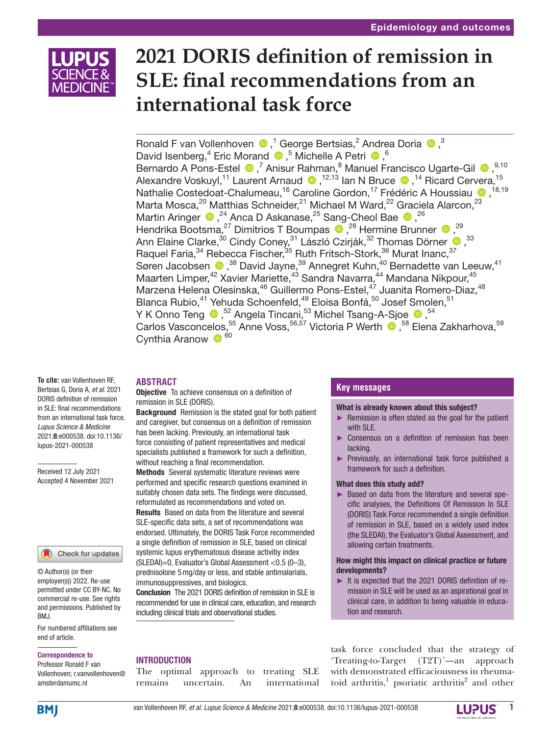# 2021 DORIS definition of remission in SLE: final recommendations from an international task force

Ronald F van Vollenhoven,[1] George Bertsias,[2] Andrea Doria,[3] David Isenberg,[4] Eric Morand,[5] Michelle A Petri,[6] Bernardo A Pons-Estel,[7] Anisur Rahman,[8] Manuel Francisco Ugarte-Gil,[9,10] Alexandre Voskuyl,[11] Laurent Arnaud,[12,13] Ian N Bruce,[14] Ricard Cervera,[15] Nathalie Costedoat-Chalumeau,[16] Caroline Gordon,[17] Frédéric A Houssiau,[18,19] Marta Mosca,[20] Matthias Schneider,[21] Michael M Ward,[22] Graciela Alarcon,[23] Martin Aringer,[24] Anca D Askanase,[25] Sang-Cheol Bae,[26] Hendrika Bootsma,[27] Dimitrios T Boumpas,[28] Hermine Brunner,[29] Ann Elaine Clarke,[30] Cindy Coney,[31] László Czirják,[32] Thomas Dörner,[33] Raquel Faria,[34] Rebecca Fischer,[35] Ruth Fritsch-Stork,[36] Murat Inanc,[37] Søren Jacobsen,[38] David Jayne,[39] Annegret Kuhn,[40] Bernadette van Leeuw,[41] Maarten Limper,[42] Xavier Mariette,[43] Sandra Navarra,[44] Mandana Nikpour,[45] Marzena Helena Olesinska,[46] Guillermo Pons-Estel,[47] Juanita Romero-Diaz,[48] Blanca Rubio,[41] Yehuda Schoenfeld,[49] Eloisa Bonfá,[50] Josef Smolen,[51] Y K Onno Teng,[52] Angela Tincani,[53] Michel Tsang-A-Sjoe,[54] Carlos Vasconcelos,[55] Anne Voss,[56,57] Victoria P Werth,[58] Elena Zakharhova,[59] Cynthia Aranow[60]

**To cite:** van Vollenhoven RF, Bertsias G, Doria A, *et al*. 2021 DORIS definition of remission in SLE: final recommendations from an international task force. *Lupus Science & Medicine* 2021;**8**:e000538. doi:10.1136/lupus-2021-000538

Received 12 July 2021
Accepted 4 November 2021

© Author(s) (or their employer(s)) 2022. Re-use permitted under CC BY-NC. No commercial re-use. See rights and permissions. Published by BMJ.

For numbered affiliations see end of article.

**Correspondence to**
Professor Ronald F van Vollenhoven; r.vanvollenhoven@amsterdamumc.nl

## ABSTRACT

**Objective** To achieve consensus on a definition of remission in SLE (DORIS).

**Background** Remission is the stated goal for both patient and caregiver, but consensus on a definition of remission has been lacking. Previously, an international task force consisting of patient representatives and medical specialists published a framework for such a definition, without reaching a final recommendation.

**Methods** Several systematic literature reviews were performed and specific research questions examined in suitably chosen data sets. The findings were discussed, reformulated as recommendations and voted on.

**Results** Based on data from the literature and several SLE-specific data sets, a set of recommendations was endorsed. Ultimately, the DORIS Task Force recommended a single definition of remission in SLE, based on clinical systemic lupus erythematosus disease activitiy index (SLEDAI)=0, Evaluator's Global Assessment <0.5 (0–3), prednisolone 5 mg/day or less, and stable antimalarials, immunosuppressives, and biologics.

**Conclusion** The 2021 DORIS definition of remission in SLE is recommended for use in clinical care, education, and research including clinical trials and observational studies.

## Key messages

**What is already known about this subject?**

- Remission is often stated as the goal for the patient with SLE.
- Consensus on a definition of remission has been lacking.
- Previously, an international task force published a framework for such a definition.

**What does this study add?**

- Based on data from the literature and several specific analyses, the Definitions Of Remission In SLE (DORIS) Task Force recommended a single definition of remission in SLE, based on a widely used index (the SLEDAI), the Evaluator's Global Assessment, and allowing certain treatments.

**How might this impact on clinical practice or future developments?**

- It is expected that the 2021 DORIS definition of remission in SLE will be used as an aspirational goal in clinical care, in addition to being valuable in education and research.

## INTRODUCTION

The optimal approach to treating SLE remains uncertain. An international task force concluded that the strategy of 'Treating-to-Target (T2T)'—an approach with demonstrated efficaciousness in rheumatoid arthritis,[1] psoriatic arthritis[2] and other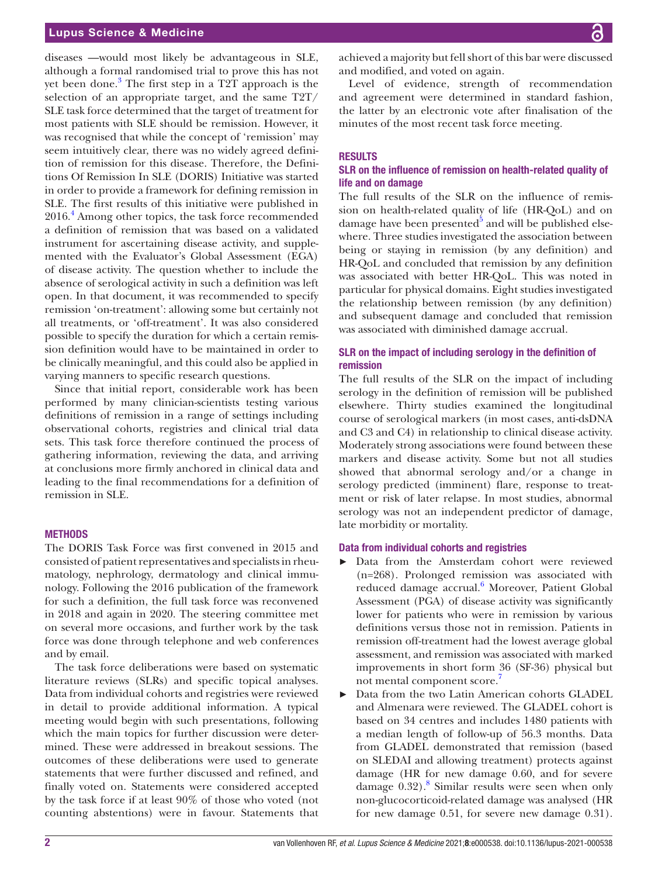diseases —would most likely be advantageous in SLE, although a formal randomised trial to prove this has not yet been done.[3] The first step in a T2T approach is the selection of an appropriate target, and the same T2T/SLE task force determined that the target of treatment for most patients with SLE should be remission. However, it was recognised that while the concept of 'remission' may seem intuitively clear, there was no widely agreed definition of remission for this disease. Therefore, the Definitions Of Remission In SLE (DORIS) Initiative was started in order to provide a framework for defining remission in SLE. The first results of this initiative were published in 2016.[4] Among other topics, the task force recommended a definition of remission that was based on a validated instrument for ascertaining disease activity, and supplemented with the Evaluator's Global Assessment (EGA) of disease activity. The question whether to include the absence of serological activity in such a definition was left open. In that document, it was recommended to specify remission 'on-treatment': allowing some but certainly not all treatments, or 'off-treatment'. It was also considered possible to specify the duration for which a certain remission definition would have to be maintained in order to be clinically meaningful, and this could also be applied in varying manners to specific research questions.

Since that initial report, considerable work has been performed by many clinician-scientists testing various definitions of remission in a range of settings including observational cohorts, registries and clinical trial data sets. This task force therefore continued the process of gathering information, reviewing the data, and arriving at conclusions more firmly anchored in clinical data and leading to the final recommendations for a definition of remission in SLE.

## METHODS

The DORIS Task Force was first convened in 2015 and consisted of patient representatives and specialists in rheumatology, nephrology, dermatology and clinical immunology. Following the 2016 publication of the framework for such a definition, the full task force was reconvened in 2018 and again in 2020. The steering committee met on several more occasions, and further work by the task force was done through telephone and web conferences and by email.

The task force deliberations were based on systematic literature reviews (SLRs) and specific topical analyses. Data from individual cohorts and registries were reviewed in detail to provide additional information. A typical meeting would begin with such presentations, following which the main topics for further discussion were determined. These were addressed in breakout sessions. The outcomes of these deliberations were used to generate statements that were further discussed and refined, and finally voted on. Statements were considered accepted by the task force if at least 90% of those who voted (not counting abstentions) were in favour. Statements that achieved a majority but fell short of this bar were discussed and modified, and voted on again.

Level of evidence, strength of recommendation and agreement were determined in standard fashion, the latter by an electronic vote after finalisation of the minutes of the most recent task force meeting.

## RESULTS

### SLR on the influence of remission on health-related quality of life and on damage

The full results of the SLR on the influence of remission on health-related quality of life (HR-QoL) and on damage have been presented[5] and will be published elsewhere. Three studies investigated the association between being or staying in remission (by any definition) and HR-QoL and concluded that remission by any definition was associated with better HR-QoL. This was noted in particular for physical domains. Eight studies investigated the relationship between remission (by any definition) and subsequent damage and concluded that remission was associated with diminished damage accrual.

### SLR on the impact of including serology in the definition of remission

The full results of the SLR on the impact of including serology in the definition of remission will be published elsewhere. Thirty studies examined the longitudinal course of serological markers (in most cases, anti-dsDNA and C3 and C4) in relationship to clinical disease activity. Moderately strong associations were found between these markers and disease activity. Some but not all studies showed that abnormal serology and/or a change in serology predicted (imminent) flare, response to treatment or risk of later relapse. In most studies, abnormal serology was not an independent predictor of damage, late morbidity or mortality.

### Data from individual cohorts and registries

- Data from the Amsterdam cohort were reviewed (n=268). Prolonged remission was associated with reduced damage accrual.[6] Moreover, Patient Global Assessment (PGA) of disease activity was significantly lower for patients who were in remission by various definitions versus those not in remission. Patients in remission off-treatment had the lowest average global assessment, and remission was associated with marked improvements in short form 36 (SF-36) physical but not mental component score.[7]
- Data from the two Latin American cohorts GLADEL and Almenara were reviewed. The GLADEL cohort is based on 34 centres and includes 1480 patients with a median length of follow-up of 56.3 months. Data from GLADEL demonstrated that remission (based on SLEDAI and allowing treatment) protects against damage (HR for new damage 0.60, and for severe damage 0.32).[8] Similar results were seen when only non-glucocorticoid-related damage was analysed (HR for new damage 0.51, for severe new damage 0.31).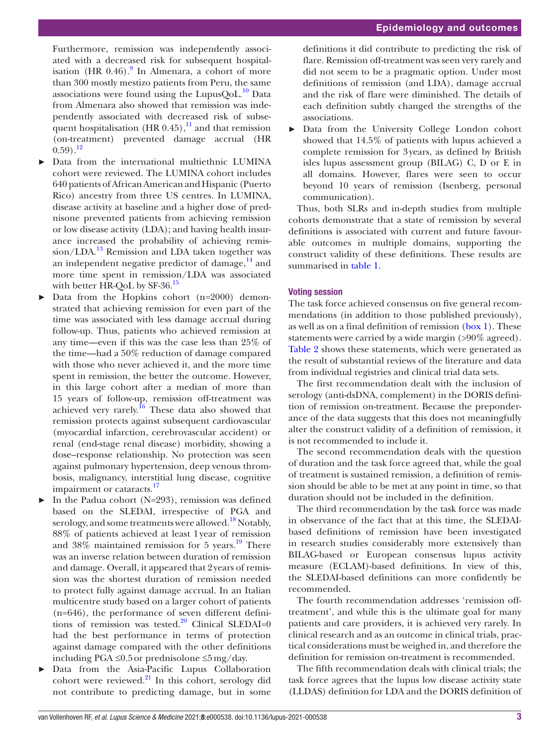Furthermore, remission was independently associated with a decreased risk for subsequent hospitalisation (HR 0.46).[9] In Almenara, a cohort of more than 300 mostly mestizo patients from Peru, the same associations were found using the LupusQoL.[10] Data from Almenara also showed that remission was independently associated with decreased risk of subsequent hospitalisation (HR 0.45),[11] and that remission (on-treatment) prevented damage accrual (HR 0.59).[12]

- Data from the international multiethnic LUMINA cohort were reviewed. The LUMINA cohort includes 640 patients of African American and Hispanic (Puerto Rico) ancestry from three US centres. In LUMINA, disease activity at baseline and a higher dose of prednisone prevented patients from achieving remission or low disease activity (LDA); and having health insurance increased the probability of achieving remission/LDA.[13] Remission and LDA taken together was an independent negative predictor of damage,[14] and more time spent in remission/LDA was associated with better HR-QoL by SF-36.[15]
- Data from the Hopkins cohort (n=2000) demonstrated that achieving remission for even part of the time was associated with less damage accrual during follow-up. Thus, patients who achieved remission at any time—even if this was the case less than 25% of the time—had a 50% reduction of damage compared with those who never achieved it, and the more time spent in remission, the better the outcome. However, in this large cohort after a median of more than 15 years of follow-up, remission off-treatment was achieved very rarely.[16] These data also showed that remission protects against subsequent cardiovascular (myocardial infarction, cerebrovascular accident) or renal (end-stage renal disease) morbidity, showing a dose–response relationship. No protection was seen against pulmonary hypertension, deep venous thrombosis, malignancy, interstitial lung disease, cognitive impairment or cataracts.[17]
- In the Padua cohort (N=293), remission was defined based on the SLEDAI, irrespective of PGA and serology, and some treatments were allowed.[18] Notably, 88% of patients achieved at least 1 year of remission and 38% maintained remission for 5 years.[19] There was an inverse relation between duration of remission and damage. Overall, it appeared that 2 years of remission was the shortest duration of remission needed to protect fully against damage accrual. In an Italian multicentre study based on a larger cohort of patients (n=646), the performance of seven different definitions of remission was tested.[20] Clinical SLEDAI=0 had the best performance in terms of protection against damage compared with the other definitions including PGA ≤0.5 or prednisolone ≤5 mg/day.
- Data from the Asia-Pacific Lupus Collaboration cohort were reviewed.[21] In this cohort, serology did not contribute to predicting damage, but in some definitions it did contribute to predicting the risk of flare. Remission off-treatment was seen very rarely and did not seem to be a pragmatic option. Under most definitions of remission (and LDA), damage accrual and the risk of flare were diminished. The details of each definition subtly changed the strengths of the associations.
- Data from the University College London cohort showed that 14.5% of patients with lupus achieved a complete remission for 3 years, as defined by British isles lupus assessment group (BILAG) C, D or E in all domains. However, flares were seen to occur beyond 10 years of remission (Isenberg, personal communication).

Thus, both SLRs and in-depth studies from multiple cohorts demonstrate that a state of remission by several definitions is associated with current and future favourable outcomes in multiple domains, supporting the construct validity of these definitions. These results are summarised in table 1.

### Voting session

The task force achieved consensus on five general recommendations (in addition to those published previously), as well as on a final definition of remission (box 1). These statements were carried by a wide margin (>90% agreed). Table 2 shows these statements, which were generated as the result of substantial reviews of the literature and data from individual registries and clinical trial data sets.

The first recommendation dealt with the inclusion of serology (anti-dsDNA, complement) in the DORIS definition of remission on-treatment. Because the preponderance of the data suggests that this does not meaningfully alter the construct validity of a definition of remission, it is not recommended to include it.

The second recommendation deals with the question of duration and the task force agreed that, while the goal of treatment is sustained remission, a definition of remission should be able to be met at any point in time, so that duration should not be included in the definition.

The third recommendation by the task force was made in observance of the fact that at this time, the SLEDAI-based definitions of remission have been investigated in research studies considerably more extensively than BILAG-based or European consensus lupus activity measure (ECLAM)-based definitions. In view of this, the SLEDAI-based definitions can more confidently be recommended.

The fourth recommendation addresses 'remission off-treatment', and while this is the ultimate goal for many patients and care providers, it is achieved very rarely. In clinical research and as an outcome in clinical trials, practical considerations must be weighed in, and therefore the definition for remission on-treatment is recommended.

The fifth recommendation deals with clinical trials; the task force agrees that the lupus low disease activity state (LLDAS) definition for LDA and the DORIS definition of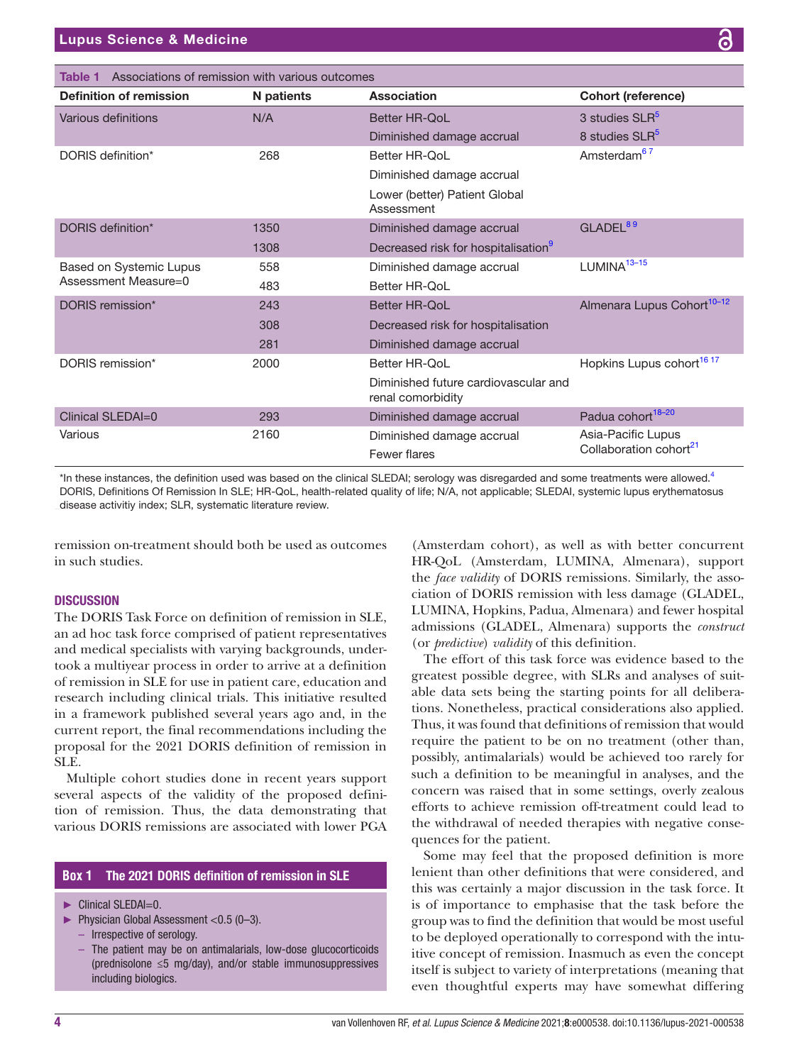**Table 1** Associations of remission with various outcomes

| Definition of remission | N patients | Association | Cohort (reference) |
|---|---|---|---|
| Various definitions | N/A | Better HR-QoL | 3 studies SLR[5] |
| | | Diminished damage accrual | 8 studies SLR[5] |
| DORIS definition* | 268 | Better HR-QoL | Amsterdam[6 7] |
| | | Diminished damage accrual | |
| | | Lower (better) Patient Global Assessment | |
| DORIS definition* | 1350 | Diminished damage accrual | GLADEL[8 9] |
| | 1308 | Decreased risk for hospitalisation[9] | |
| Based on Systemic Lupus Assessment Measure=0 | 558 | Diminished damage accrual | LUMINA[13–15] |
| | 483 | Better HR-QoL | |
| DORIS remission* | 243 | Better HR-QoL | Almenara Lupus Cohort[10–12] |
| | 308 | Decreased risk for hospitalisation | |
| | 281 | Diminished damage accrual | |
| DORIS remission* | 2000 | Better HR-QoL | Hopkins Lupus cohort[16 17] |
| | | Diminished future cardiovascular and renal comorbidity | |
| Clinical SLEDAI=0 | 293 | Diminished damage accrual | Padua cohort[18–20] |
| Various | 2160 | Diminished damage accrual | Asia-Pacific Lupus Collaboration cohort[21] |
| | | Fewer flares | |

*In these instances, the definition used was based on the clinical SLEDAI; serology was disregarded and some treatments were allowed.[4]
DORIS, Definitions Of Remission In SLE; HR-QoL, health-related quality of life; N/A, not applicable; SLEDAI, systemic lupus erythematosus disease activitiy index; SLR, systematic literature review.

remission on-treatment should both be used as outcomes in such studies.

## DISCUSSION

The DORIS Task Force on definition of remission in SLE, an ad hoc task force comprised of patient representatives and medical specialists with varying backgrounds, undertook a multiyear process in order to arrive at a definition of remission in SLE for use in patient care, education and research including clinical trials. This initiative resulted in a framework published several years ago and, in the current report, the final recommendations including the proposal for the 2021 DORIS definition of remission in SLE.

Multiple cohort studies done in recent years support several aspects of the validity of the proposed definition of remission. Thus, the data demonstrating that various DORIS remissions are associated with lower PGA (Amsterdam cohort), as well as with better concurrent HR-QoL (Amsterdam, LUMINA, Almenara), support the *face validity* of DORIS remissions. Similarly, the association of DORIS remission with less damage (GLADEL, LUMINA, Hopkins, Padua, Almenara) and fewer hospital admissions (GLADEL, Almenara) supports the *construct* (or *predictive*) *validity* of this definition.

The effort of this task force was evidence based to the greatest possible degree, with SLRs and analyses of suitable data sets being the starting points for all deliberations. Nonetheless, practical considerations also applied. Thus, it was found that definitions of remission that would require the patient to be on no treatment (other than, possibly, antimalarials) would be achieved too rarely for such a definition to be meaningful in analyses, and the concern was raised that in some settings, overly zealous efforts to achieve remission off-treatment could lead to the withdrawal of needed therapies with negative consequences for the patient.

Some may feel that the proposed definition is more lenient than other definitions that were considered, and this was certainly a major discussion in the task force. It is of importance to emphasise that the task before the group was to find the definition that would be most useful to be deployed operationally to correspond with the intuitive concept of remission. Inasmuch as even the concept itself is subject to variety of interpretations (meaning that even thoughtful experts may have somewhat differing

**Box 1 The 2021 DORIS definition of remission in SLE**

- Clinical SLEDAI=0.
- Physician Global Assessment <0.5 (0–3).
  - Irrespective of serology.
  - The patient may be on antimalarials, low-dose glucocorticoids (prednisolone ≤5 mg/day), and/or stable immunosuppressives including biologics.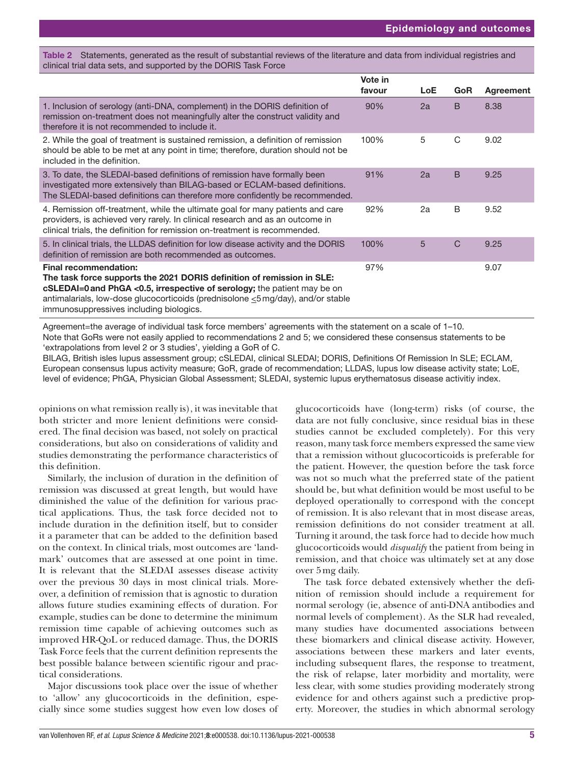**Table 2** Statements, generated as the result of substantial reviews of the literature and data from individual registries and clinical trial data sets, and supported by the DORIS Task Force

| | Vote in favour | LoE | GoR | Agreement |
|---|---|---|---|---|
| 1. Inclusion of serology (anti-DNA, complement) in the DORIS definition of remission on-treatment does not meaningfully alter the construct validity and therefore it is not recommended to include it. | 90% | 2a | B | 8.38 |
| 2. While the goal of treatment is sustained remission, a definition of remission should be able to be met at any point in time; therefore, duration should not be included in the definition. | 100% | 5 | C | 9.02 |
| 3. To date, the SLEDAI-based definitions of remission have formally been investigated more extensively than BILAG-based or ECLAM-based definitions. The SLEDAI-based definitions can therefore more confidently be recommended. | 91% | 2a | B | 9.25 |
| 4. Remission off-treatment, while the ultimate goal for many patients and care providers, is achieved very rarely. In clinical research and as an outcome in clinical trials, the definition for remission on-treatment is recommended. | 92% | 2a | B | 9.52 |
| 5. In clinical trials, the LLDAS definition for low disease activity and the DORIS definition of remission are both recommended as outcomes. | 100% | 5 | C | 9.25 |
| **Final recommendation:** **The task force supports the 2021 DORIS definition of remission in SLE: cSLEDAI=0 and PhGA <0.5, irrespective of serology;** the patient may be on antimalarials, low-dose glucocorticoids (prednisolone ≤5 mg/day), and/or stable immunosuppressives including biologics. | 97% | | | 9.07 |

Agreement=the average of individual task force members' agreements with the statement on a scale of 1–10.
Note that GoRs were not easily applied to recommendations 2 and 5; we considered these consensus statements to be 'extrapolations from level 2 or 3 studies', yielding a GoR of C.
BILAG, British isles lupus assessment group; cSLEDAI, clinical SLEDAI; DORIS, Definitions Of Remission In SLE; ECLAM, European consensus lupus activity measure; GoR, grade of recommendation; LLDAS, lupus low disease activity state; LoE, level of evidence; PhGA, Physician Global Assessment; SLEDAI, systemic lupus erythematosus disease activitiy index.

opinions on what remission really is), it was inevitable that both stricter and more lenient definitions were considered. The final decision was based, not solely on practical considerations, but also on considerations of validity and studies demonstrating the performance characteristics of this definition.

Similarly, the inclusion of duration in the definition of remission was discussed at great length, but would have diminished the value of the definition for various practical applications. Thus, the task force decided not to include duration in the definition itself, but to consider it a parameter that can be added to the definition based on the context. In clinical trials, most outcomes are 'landmark' outcomes that are assessed at one point in time. It is relevant that the SLEDAI assesses disease activity over the previous 30 days in most clinical trials. Moreover, a definition of remission that is agnostic to duration allows future studies examining effects of duration. For example, studies can be done to determine the minimum remission time capable of achieving outcomes such as improved HR-QoL or reduced damage. Thus, the DORIS Task Force feels that the current definition represents the best possible balance between scientific rigour and practical considerations.

Major discussions took place over the issue of whether to 'allow' any glucocorticoids in the definition, especially since some studies suggest how even low doses of glucocorticoids have (long-term) risks (of course, the data are not fully conclusive, since residual bias in these studies cannot be excluded completely). For this very reason, many task force members expressed the same view that a remission without glucocorticoids is preferable for the patient. However, the question before the task force was not so much what the preferred state of the patient should be, but what definition would be most useful to be deployed operationally to correspond with the concept of remission. It is also relevant that in most disease areas, remission definitions do not consider treatment at all. Turning it around, the task force had to decide how much glucocorticoids would *disqualify* the patient from being in remission, and that choice was ultimately set at any dose over 5 mg daily.

The task force debated extensively whether the definition of remission should include a requirement for normal serology (ie, absence of anti-DNA antibodies and normal levels of complement). As the SLR had revealed, many studies have documented associations between these biomarkers and clinical disease activity. However, associations between these markers and later events, including subsequent flares, the response to treatment, the risk of relapse, later morbidity and mortality, were less clear, with some studies providing moderately strong evidence for and others against such a predictive property. Moreover, the studies in which abnormal serology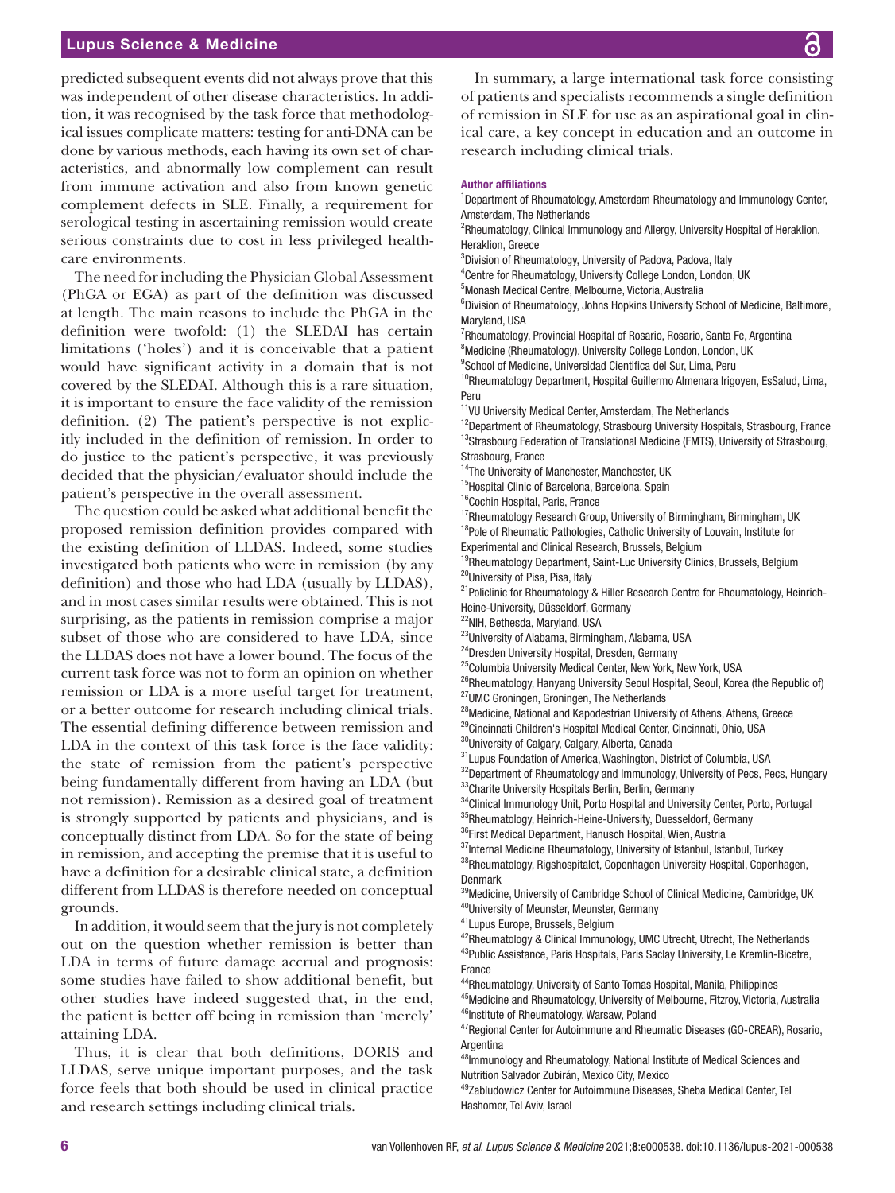predicted subsequent events did not always prove that this was independent of other disease characteristics. In addition, it was recognised by the task force that methodological issues complicate matters: testing for anti-DNA can be done by various methods, each having its own set of characteristics, and abnormally low complement can result from immune activation and also from known genetic complement defects in SLE. Finally, a requirement for serological testing in ascertaining remission would create serious constraints due to cost in less privileged healthcare environments.

The need for including the Physician Global Assessment (PhGA or EGA) as part of the definition was discussed at length. The main reasons to include the PhGA in the definition were twofold: (1) the SLEDAI has certain limitations ('holes') and it is conceivable that a patient would have significant activity in a domain that is not covered by the SLEDAI. Although this is a rare situation, it is important to ensure the face validity of the remission definition. (2) The patient's perspective is not explicitly included in the definition of remission. In order to do justice to the patient's perspective, it was previously decided that the physician/evaluator should include the patient's perspective in the overall assessment.

The question could be asked what additional benefit the proposed remission definition provides compared with the existing definition of LLDAS. Indeed, some studies investigated both patients who were in remission (by any definition) and those who had LDA (usually by LLDAS), and in most cases similar results were obtained. This is not surprising, as the patients in remission comprise a major subset of those who are considered to have LDA, since the LLDAS does not have a lower bound. The focus of the current task force was not to form an opinion on whether remission or LDA is a more useful target for treatment, or a better outcome for research including clinical trials. The essential defining difference between remission and LDA in the context of this task force is the face validity: the state of remission from the patient's perspective being fundamentally different from having an LDA (but not remission). Remission as a desired goal of treatment is strongly supported by patients and physicians, and is conceptually distinct from LDA. So for the state of being in remission, and accepting the premise that it is useful to have a definition for a desirable clinical state, a definition different from LLDAS is therefore needed on conceptual grounds.

In addition, it would seem that the jury is not completely out on the question whether remission is better than LDA in terms of future damage accrual and prognosis: some studies have failed to show additional benefit, but other studies have indeed suggested that, in the end, the patient is better off being in remission than 'merely' attaining LDA.

Thus, it is clear that both definitions, DORIS and LLDAS, serve unique important purposes, and the task force feels that both should be used in clinical practice and research settings including clinical trials.

In summary, a large international task force consisting of patients and specialists recommends a single definition of remission in SLE for use as an aspirational goal in clinical care, a key concept in education and an outcome in research including clinical trials.

#### Author affiliations

[1]Department of Rheumatology, Amsterdam Rheumatology and Immunology Center, Amsterdam, The Netherlands
[2]Rheumatology, Clinical Immunology and Allergy, University Hospital of Heraklion, Heraklion, Greece
[3]Division of Rheumatology, University of Padova, Padova, Italy
[4]Centre for Rheumatology, University College London, London, UK
[5]Monash Medical Centre, Melbourne, Victoria, Australia
[6]Division of Rheumatology, Johns Hopkins University School of Medicine, Baltimore, Maryland, USA
[7]Rheumatology, Provincial Hospital of Rosario, Rosario, Santa Fe, Argentina
[8]Medicine (Rheumatology), University College London, London, UK
[9]School of Medicine, Universidad Cientifica del Sur, Lima, Peru
[10]Rheumatology Department, Hospital Guillermo Almenara Irigoyen, EsSalud, Lima, Peru
[11]VU University Medical Center, Amsterdam, The Netherlands
[12]Department of Rheumatology, Strasbourg University Hospitals, Strasbourg, France
[13]Strasbourg Federation of Translational Medicine (FMTS), University of Strasbourg, Strasbourg, France
[14]The University of Manchester, Manchester, UK
[15]Hospital Clinic of Barcelona, Barcelona, Spain
[16]Cochin Hospital, Paris, France
[17]Rheumatology Research Group, University of Birmingham, Birmingham, UK
[18]Pole of Rheumatic Pathologies, Catholic University of Louvain, Institute for Experimental and Clinical Research, Brussels, Belgium
[19]Rheumatology Department, Saint-Luc University Clinics, Brussels, Belgium
[20]University of Pisa, Pisa, Italy
[21]Policlinic for Rheumatology & Hiller Research Centre for Rheumatology, Heinrich-Heine-University, Düsseldorf, Germany
[22]NIH, Bethesda, Maryland, USA
[23]University of Alabama, Birmingham, Alabama, USA
[24]Dresden University Hospital, Dresden, Germany
[25]Columbia University Medical Center, New York, New York, USA
[26]Rheumatology, Hanyang University Seoul Hospital, Seoul, Korea (the Republic of)
[27]UMC Groningen, Groningen, The Netherlands
[28]Medicine, National and Kapodestrian University of Athens, Athens, Greece
[29]Cincinnati Children's Hospital Medical Center, Cincinnati, Ohio, USA
[30]University of Calgary, Calgary, Alberta, Canada
[31]Lupus Foundation of America, Washington, District of Columbia, USA
[32]Department of Rheumatology and Immunology, University of Pecs, Pecs, Hungary
[33]Charite University Hospitals Berlin, Berlin, Germany
[34]Clinical Immunology Unit, Porto Hospital and University Center, Porto, Portugal
[35]Rheumatology, Heinrich-Heine-University, Duesseldorf, Germany
[36]First Medical Department, Hanusch Hospital, Wien, Austria
[37]Internal Medicine Rheumatology, University of Istanbul, Istanbul, Turkey
[38]Rheumatology, Rigshospitalet, Copenhagen University Hospital, Copenhagen, Denmark
[39]Medicine, University of Cambridge School of Clinical Medicine, Cambridge, UK
[40]University of Meunster, Meunster, Germany
[41]Lupus Europe, Brussels, Belgium
[42]Rheumatology & Clinical Immunology, UMC Utrecht, Utrecht, The Netherlands
[43]Public Assistance, Paris Hospitals, Paris Saclay University, Le Kremlin-Bicetre, France
[44]Rheumatology, University of Santo Tomas Hospital, Manila, Philippines
[45]Medicine and Rheumatology, University of Melbourne, Fitzroy, Victoria, Australia
[46]Institute of Rheumatology, Warsaw, Poland
[47]Regional Center for Autoimmune and Rheumatic Diseases (GO-CREAR), Rosario, Argentina
[48]Immunology and Rheumatology, National Institute of Medical Sciences and Nutrition Salvador Zubirán, Mexico City, Mexico
[49]Zabludowicz Center for Autoimmune Diseases, Sheba Medical Center, Tel Hashomer, Tel Aviv, Israel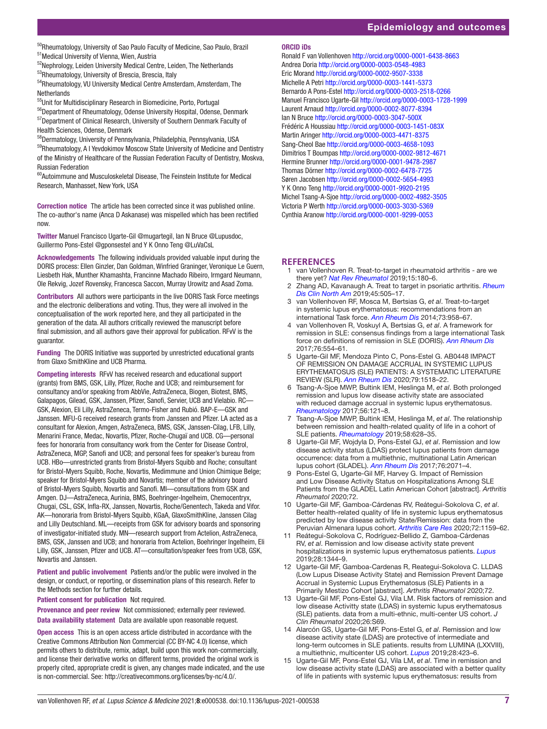[50]Rheumatology, University of Sao Paulo Faculty of Medicine, Sao Paulo, Brazil
[51]Medical University of Vienna, Wien, Austria
[52]Nephrology, Leiden University Medical Centre, Leiden, The Netherlands
[53]Rheumatology, University of Brescia, Brescia, Italy
[54]Rheumatology, VU University Medical Centre Amsterdam, Amsterdam, The Netherlands
[55]Unit for Multidisciplinary Research in Biomedicine, Porto, Portugal
[56]Department of Rheumatology, Odense University Hospital, Odense, Denmark
[57]Department of Clinical Research, University of Southern Denmark Faculty of Health Sciences, Odense, Denmark
[58]Dermatology, University of Pennsylvania, Philadelphia, Pennsylvania, USA
[59]Rheumatology, A I Yevdokimov Moscow State University of Medicine and Dentistry of the Ministry of Healthcare of the Russian Federation Faculty of Dentistry, Moskva, Russian Federation
[60]Autoimmune and Musculoskeletal Disease, The Feinstein Institute for Medical Research, Manhasset, New York, USA

**Correction notice** The article has been corrected since it was published online. The co-author's name (Anca D Askanase) was mispelled which has been rectified now.

**Twitter** Manuel Francisco Ugarte-Gil @mugartegil, Ian N Bruce @Lupusdoc, Guillermo Pons-Estel @gponsestel and Y K Onno Teng @LuVaCsL

**Acknowledgements** The following individuals provided valuable input during the DORIS process: Ellen Ginzler, Dan Goldman, Winfried Graninger, Veronique Le Guern, Liesbeth Hak, Munther Khamashta, Francinne Machado Ribeiro, Irmgard Neumann, Ole Rekvig, Jozef Rovensky, Francesca Saccon, Murray Urowitz and Asad Zoma.

**Contributors** All authors were participants in the live DORIS Task Force meetings and the electronic deliberations and voting. Thus, they were all involved in the conceptualisation of the work reported here, and they all participated in the generation of the data. All authors critically reviewed the manuscript before final submission, and all authors gave their approval for publication. RFvV is the guarantor.

**Funding** The DORIS Initiative was supported by unrestricted educational grants from Glaxo SmithKline and UCB Pharma.

**Competing interests** RFvV has received research and educational support (grants) from BMS, GSK, Lilly, Pfizer, Roche and UCB; and reimbursement for consultancy and/or speaking from AbbVie, AstraZeneca, Biogen, Biotest, BMS, Galapagos, Gilead, GSK, Janssen, Pfizer, Sanofi, Servier, UCB and Vielabio. RC—GSK, Alexion, Eli Lilly, AstraZeneca, Termo-Fisher and Rubió. BAP-E—GSK and Janssen. MFU-G received research grants from Janssen and Pfizer. LA acted as a consultant for Alexion, Amgen, AstraZeneca, BMS, GSK, Janssen-Cilag, LFB, Lilly, Menarini France, Medac, Novartis, Pfizer, Roche-Chugaï and UCB. CG—personal fees for honoraria from consultancy work from the Center for Disease Control, AstraZeneca, MGP, Sanofi and UCB; and personal fees for speaker's bureau from UCB. HBo—unrestricted grants from Bristol-Myers Squibb and Roche; consultant for Bristol-Myers Squibb, Roche, Novartis, Medimmune and Union Chimique Belge; speaker for Bristol-Myers Squibb and Novartis; member of the advisory board of Bristol-Myers Squibb, Novartis and Sanofi. MI—consultations from GSK and Amgen. DJ—AstraZeneca, Aurinia, BMS, Boehringer-Ingelheim, Chemocentryx, Chugai, CSL, GSK, Infla-RX, Janssen, Novartis, Roche/Genentech, Takeda and Vifor. AK—honoraria from Bristol-Myers Squibb, KGaA, GlaxoSmithKline, Janssen Cilag and Lilly Deutschland. ML—receipts from GSK for advisory boards and sponsoring of investigator-initiated study. MN—research support from Actelion, AstraZeneca, BMS, GSK, Janssen and UCB; and honoraria from Actelion, Boehringer Ingelheim, Eli Lilly, GSK, Janssen, Pfizer and UCB. AT—consultation/speaker fees from UCB, GSK, Novartis and Janssen.

**Patient and public involvement** Patients and/or the public were involved in the design, or conduct, or reporting, or dissemination plans of this research. Refer to the Methods section for further details.

**Patient consent for publication** Not required.

**Provenance and peer review** Not commissioned; externally peer reviewed.

**Data availability statement** Data are available upon reasonable request.

**Open access** This is an open access article distributed in accordance with the Creative Commons Attribution Non Commercial (CC BY-NC 4.0) license, which permits others to distribute, remix, adapt, build upon this work non-commercially, and license their derivative works on different terms, provided the original work is properly cited, appropriate credit is given, any changes made indicated, and the use is non-commercial. See: http://creativecommons.org/licenses/by-nc/4.0/.

**ORCID iDs**

Ronald F van Vollenhoven http://orcid.org/0000-0001-6438-8663
Andrea Doria http://orcid.org/0000-0003-0548-4983
Eric Morand http://orcid.org/0000-0002-9507-3338
Michelle A Petri http://orcid.org/0000-0003-1441-5373
Bernardo A Pons-Estel http://orcid.org/0000-0003-2518-0266
Manuel Francisco Ugarte-Gil http://orcid.org/0000-0003-1728-1999
Laurent Arnaud http://orcid.org/0000-0002-8077-8394
Ian N Bruce http://orcid.org/0000-0003-3047-500X
Frédéric A Houssiau http://orcid.org/0000-0003-1451-083X
Martin Aringer http://orcid.org/0000-0003-4471-8375
Sang-Cheol Bae http://orcid.org/0000-0003-4658-1093
Dimitrios T Boumpas http://orcid.org/0000-0002-9812-4671
Hermine Brunner http://orcid.org/0000-0001-9478-2987
Thomas Dörner http://orcid.org/0000-0002-6478-7725
Søren Jacobsen http://orcid.org/0000-0002-5654-4993
Y K Onno Teng http://orcid.org/0000-0001-9920-2195
Michel Tsang-A-Sjoe http://orcid.org/0000-0002-4982-3505
Victoria P Werth http://orcid.org/0000-0003-3030-5369
Cynthia Aranow http://orcid.org/0000-0001-9299-0053

## REFERENCES

1. van Vollenhoven R. Treat-to-target in rheumatoid arthritis - are we there yet? *Nat Rev Rheumatol* 2019;15:180–6.
2. Zhang AD, Kavanaugh A. Treat to target in psoriatic arthritis. *Rheum Dis Clin North Am* 2019;45:505–17.
3. van Vollenhoven RF, Mosca M, Bertsias G, *et al*. Treat-to-target in systemic lupus erythematosus: recommendations from an international Task force. *Ann Rheum Dis* 2014;73:958–67.
4. van Vollenhoven R, Voskuyl A, Bertsias G, *et al*. A framework for remission in SLE: consensus findings from a large international Task force on definitions of remission in SLE (DORIS). *Ann Rheum Dis* 2017;76:554–61.
5. Ugarte-Gil MF, Mendoza Pinto C, Pons-Estel G. AB0448 IMPACT OF REMISSION ON DAMAGE ACCRUAL IN SYSTEMIC LUPUS ERYTHEMATOSUS (SLE) PATIENTS: A SYSTEMATIC LITERATURE REVIEW (SLR). *Ann Rheum Dis* 2020;79:1518–22.
6. Tsang-A-Sjoe MWP, Bultink IEM, Heslinga M, *et al*. Both prolonged remission and lupus low disease activity state are associated with reduced damage accrual in systemic lupus erythematosus. *Rheumatology* 2017;56:121–8.
7. Tsang-A-Sjoe MWP, Bultink IEM, Heslinga M, *et al*. The relationship between remission and health-related quality of life in a cohort of SLE patients. *Rheumatology* 2019;58:628–35.
8. Ugarte-Gil MF, Wojdyla D, Pons-Estel GJ, *et al*. Remission and low disease activity state (LDAS) protect lupus patients from damage occurrence: data from a multiethnic, multinational Latin American lupus cohort (GLADEL). *Ann Rheum Dis* 2017;76:2071–4.
9. Pons-Estel G, Ugarte-Gil MF, Harvey G. Impact of Remission and Low Disease Activity Status on Hospitalizations Among SLE Patients from the GLADEL Latin American Cohort [abstract]. *Arthritis Rheumatol* 2020;72.
10. Ugarte-Gil MF, Gamboa-Cárdenas RV, Reátegui-Sokolova C, *et al*. Better health-related quality of life in systemic lupus erythematosus predicted by low disease activity State/Remission: data from the Peruvian Almenara lupus cohort. *Arthritis Care Res* 2020;72:1159–62.
11. Reátegui-Sokolova C, Rodríguez-Bellido Z, Gamboa-Cárdenas RV, *et al*. Remission and low disease activity state prevent hospitalizations in systemic lupus erythematosus patients. *Lupus* 2019;28:1344–9.
12. Ugarte-Gil MF, Gamboa-Cardenas R, Reategui-Sokolova C. LLDAS (Low Lupus Disease Activity State) and Remission Prevent Damage Accrual in Systemic Lupus Erythematosus (SLE) Patients in a Primarily Mestizo Cohort [abstract]. *Arthritis Rheumatol* 2020;72.
13. Ugarte-Gil MF, Pons-Estel GJ, Vila LM. Risk factors of remission and low disease Activitty state (LDAS) in systemic lupus erythematosus (SLE) patients. data from a multi-ethnic, multi-center US cohort. *J Clin Rheumatol* 2020;26:S69.
14. Alarcón GS, Ugarte-Gil MF, Pons-Estel G, *et al*. Remission and low disease activity state (LDAS) are protective of intermediate and long-term outcomes in SLE patients. results from LUMINA (LXXVIII), a multiethnic, multicenter US cohort. *Lupus* 2019;28:423–6.
15. Ugarte-Gil MF, Pons-Estel GJ, Vila LM, *et al*. Time in remission and low disease activity state (LDAS) are associated with a better quality of life in patients with systemic lupus erythematosus: results from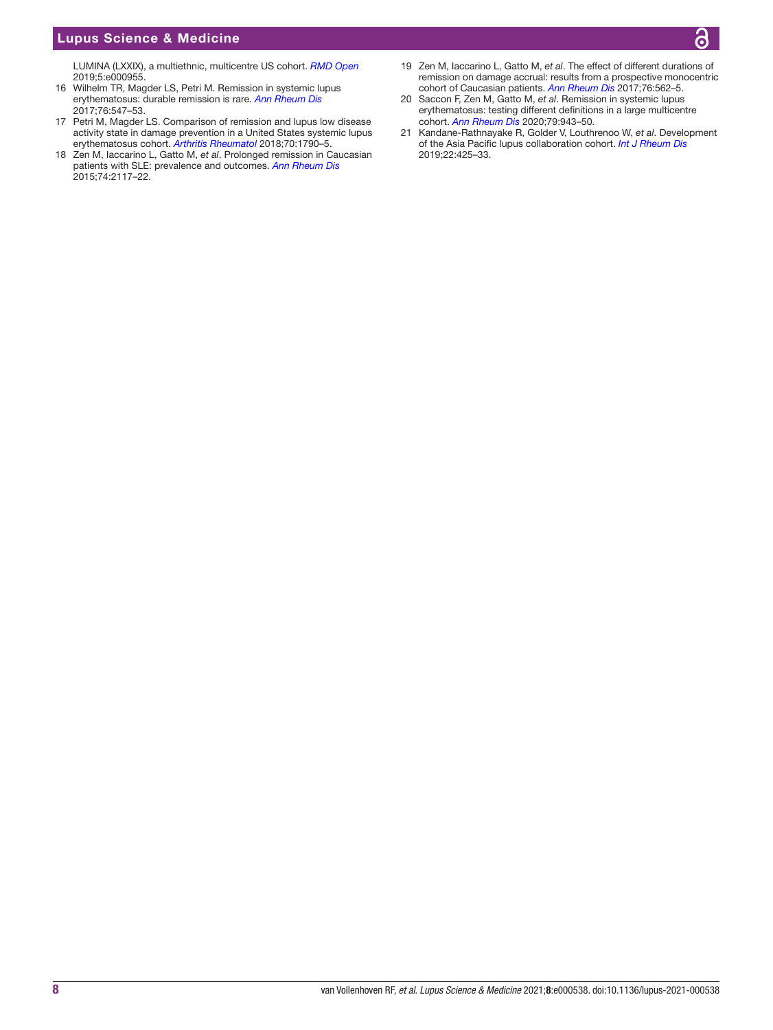LUMINA (LXXIX), a multiethnic, multicentre US cohort. *RMD Open* 2019;5:e000955.

16 Wilhelm TR, Magder LS, Petri M. Remission in systemic lupus erythematosus: durable remission is rare. *Ann Rheum Dis* 2017;76:547–53.

17 Petri M, Magder LS. Comparison of remission and lupus low disease activity state in damage prevention in a United States systemic lupus erythematosus cohort. *Arthritis Rheumatol* 2018;70:1790–5.

18 Zen M, Iaccarino L, Gatto M, *et al*. Prolonged remission in Caucasian patients with SLE: prevalence and outcomes. *Ann Rheum Dis* 2015;74:2117–22.

19 Zen M, Iaccarino L, Gatto M, *et al*. The effect of different durations of remission on damage accrual: results from a prospective monocentric cohort of Caucasian patients. *Ann Rheum Dis* 2017;76:562–5.

20 Saccon F, Zen M, Gatto M, *et al*. Remission in systemic lupus erythematosus: testing different definitions in a large multicentre cohort. *Ann Rheum Dis* 2020;79:943–50.

21 Kandane-Rathnayake R, Golder V, Louthrenoo W, *et al*. Development of the Asia Pacific lupus collaboration cohort. *Int J Rheum Dis* 2019;22:425–33.